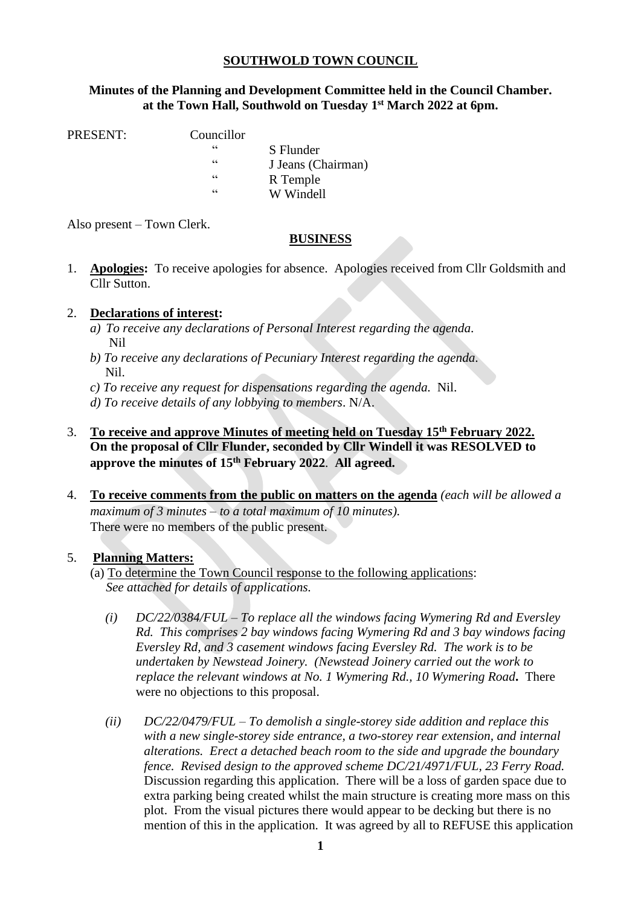**SOUTHWOLD TOWN COUNCIL**

**Minutes of the Planning and Development Committee held in the Council Chamber. at the Town Hall, Southwold on Tuesday 1st March 2022 at 6pm.**

PRESENT: Councillor

- " S Flunder
- " J Jeans (Chairman)
- " R Temple
- " W Windell

Also present – Town Clerk.

**BUSINESS**

1. **Apologies:** To receive apologies for absence. Apologies received from Cllr Goldsmith and Cllr Sutton.

2. **Declarations of interest:**
   *a) To receive any declarations of Personal Interest regarding the agenda.* Nil
   *b) To receive any declarations of Pecuniary Interest regarding the agenda.* Nil.
   *c) To receive any request for dispensations regarding the agenda.* Nil.
   *d) To receive details of any lobbying to members*. N/A.

3. **To receive and approve Minutes of meeting held on Tuesday 15th February 2022. On the proposal of Cllr Flunder, seconded by Cllr Windell it was RESOLVED to approve the minutes of 15th February 2022. All agreed.**

4. **To receive comments from the public on matters on the agenda** *(each will be allowed a maximum of 3 minutes – to a total maximum of 10 minutes).* There were no members of the public present.

5. **Planning Matters:**
   (a) To determine the Town Council response to the following applications: *See attached for details of applications.*

   *(i) DC/22/0384/FUL – To replace all the windows facing Wymering Rd and Eversley Rd. This comprises 2 bay windows facing Wymering Rd and 3 bay windows facing Eversley Rd, and 3 casement windows facing Eversley Rd. The work is to be undertaken by Newstead Joinery. (Newstead Joinery carried out the work to replace the relevant windows at No. 1 Wymering Rd., 10 Wymering Road***.** There were no objections to this proposal.

   *(ii) DC/22/0479/FUL – To demolish a single-storey side addition and replace this with a new single-storey side entrance, a two-storey rear extension, and internal alterations. Erect a detached beach room to the side and upgrade the boundary fence. Revised design to the approved scheme DC/21/4971/FUL, 23 Ferry Road.* Discussion regarding this application. There will be a loss of garden space due to extra parking being created whilst the main structure is creating more mass on this plot. From the visual pictures there would appear to be decking but there is no mention of this in the application. It was agreed by all to REFUSE this application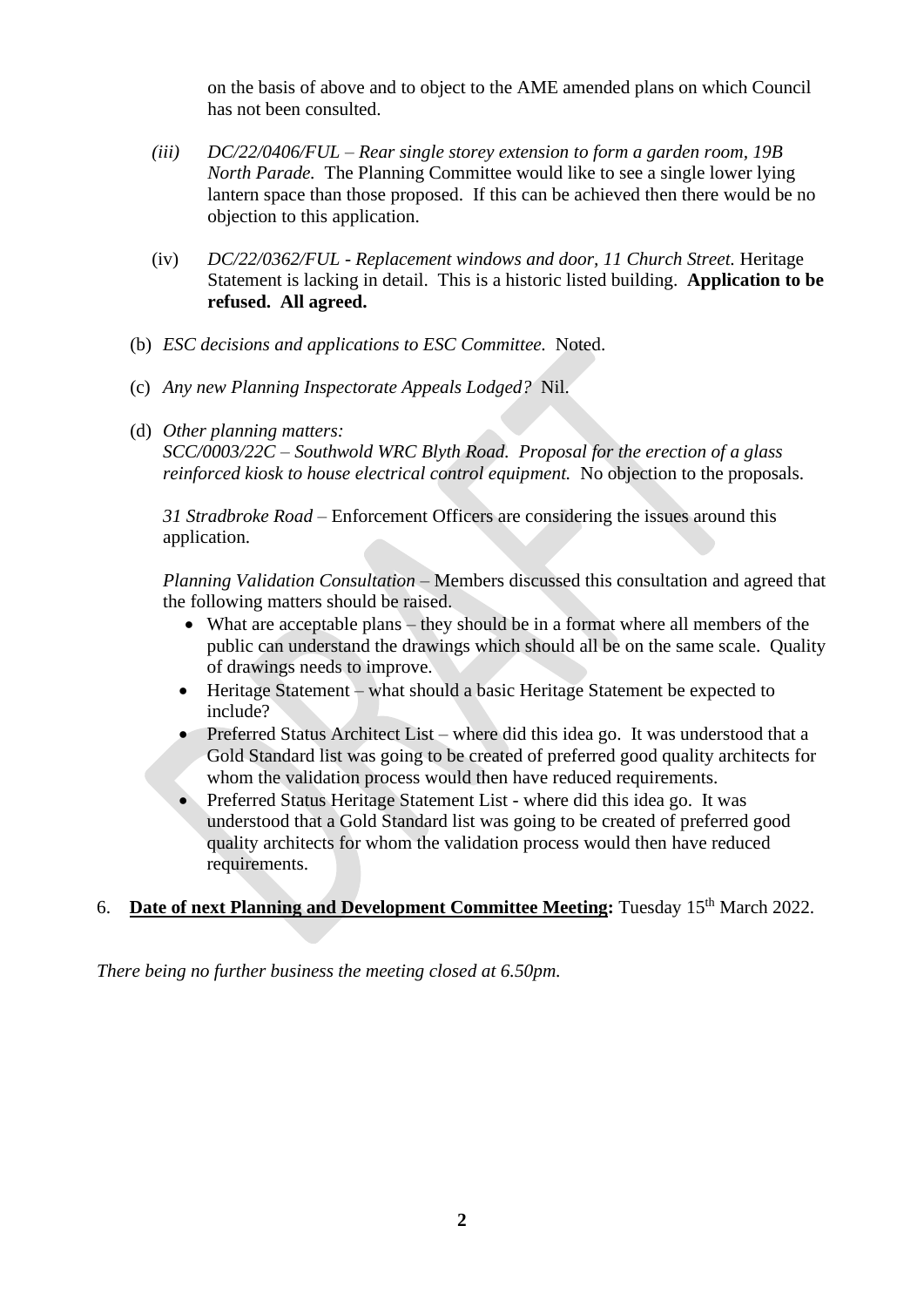on the basis of above and to object to the AME amended plans on which Council has not been consulted.

*(iii)* *DC/22/0406/FUL – Rear single storey extension to form a garden room, 19B North Parade.* The Planning Committee would like to see a single lower lying lantern space than those proposed. If this can be achieved then there would be no objection to this application.

(iv) *DC/22/0362/FUL - Replacement windows and door, 11 Church Street.* Heritage Statement is lacking in detail. This is a historic listed building. **Application to be refused. All agreed.**

(b) *ESC decisions and applications to ESC Committee.* Noted.

(c) *Any new Planning Inspectorate Appeals Lodged?* Nil.

(d) *Other planning matters:*
*SCC/0003/22C – Southwold WRC Blyth Road. Proposal for the erection of a glass reinforced kiosk to house electrical control equipment.* No objection to the proposals.

*31 Stradbroke Road* – Enforcement Officers are considering the issues around this application.

*Planning Validation Consultation* – Members discussed this consultation and agreed that the following matters should be raised.

- What are acceptable plans – they should be in a format where all members of the public can understand the drawings which should all be on the same scale. Quality of drawings needs to improve.
- Heritage Statement – what should a basic Heritage Statement be expected to include?
- Preferred Status Architect List – where did this idea go. It was understood that a Gold Standard list was going to be created of preferred good quality architects for whom the validation process would then have reduced requirements.
- Preferred Status Heritage Statement List - where did this idea go. It was understood that a Gold Standard list was going to be created of preferred good quality architects for whom the validation process would then have reduced requirements.

6. **Date of next Planning and Development Committee Meeting:** Tuesday 15th March 2022.

*There being no further business the meeting closed at 6.50pm.*